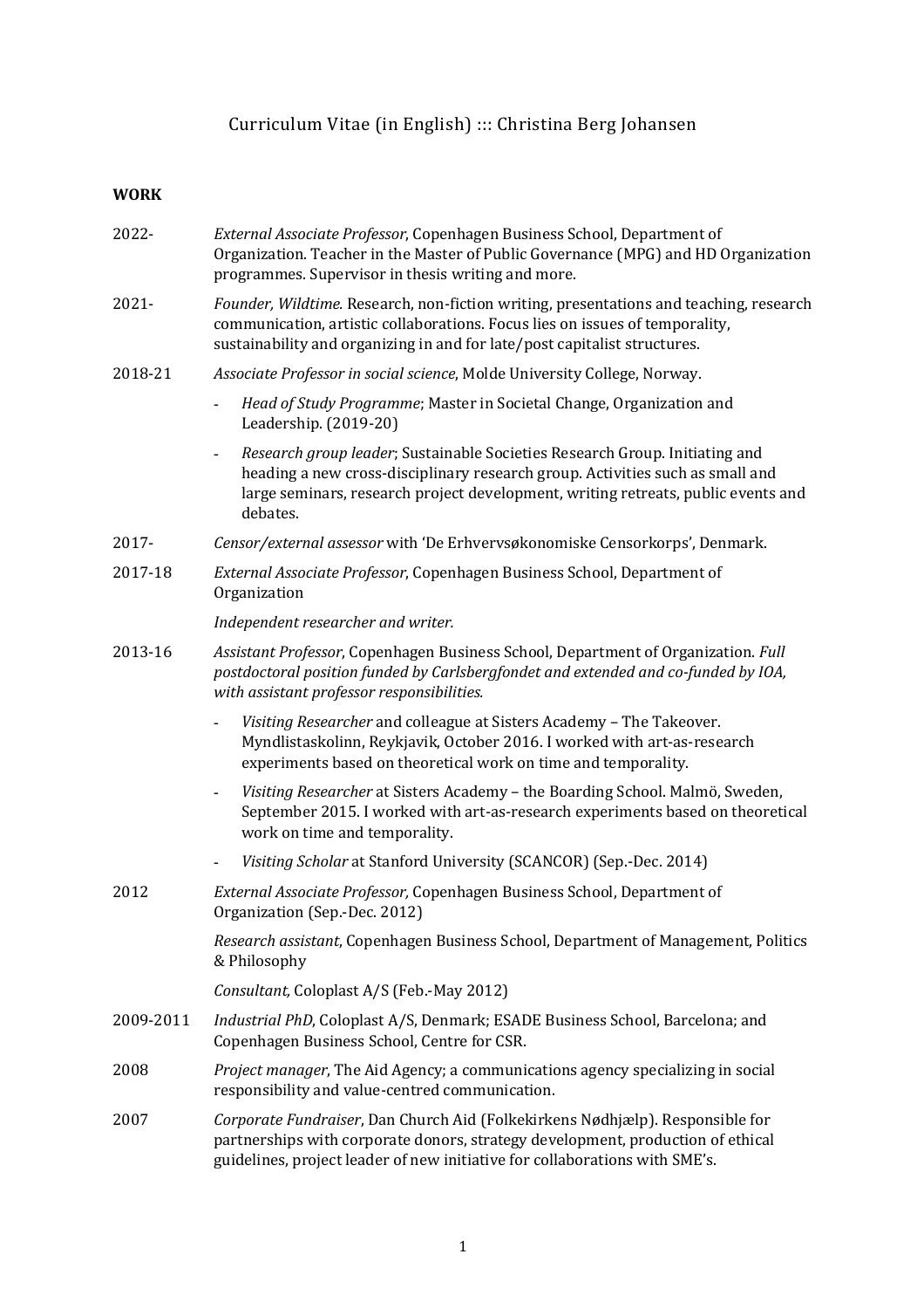# Curriculum Vitae (in English) ::: Christina Berg Johansen

## WORK

**2022-** *External Associate Professor*, Copenhagen Business School, Department of Organization. Teacher in the Master of Public Governance (MPG) and HD Organization programmes. Supervisor in thesis writing and more.

**2021-** *Founder, Wildtime.* Research, non-fiction writing, presentations and teaching, research communication, artistic collaborations. Focus lies on issues of temporality, sustainability and organizing in and for late/post capitalist structures.

**2018-21** *Associate Professor in social science*, Molde University College, Norway.

- *Head of Study Programme*; Master in Societal Change, Organization and Leadership. (2019-20)
- *Research group leader*; Sustainable Societies Research Group. Initiating and heading a new cross-disciplinary research group. Activities such as small and large seminars, research project development, writing retreats, public events and debates.

**2017-** *Censor/external assessor* with 'De Erhvervsøkonomiske Censorkorps', Denmark.

**2017-18** *External Associate Professor*, Copenhagen Business School, Department of Organization

*Independent researcher and writer.*

**2013-16** *Assistant Professor*, Copenhagen Business School, Department of Organization. *Full postdoctoral position funded by Carlsbergfondet and extended and co-funded by IOA, with assistant professor responsibilities.*

- *Visiting Researcher* and colleague at Sisters Academy – The Takeover. Myndlistaskolinn, Reykjavik, October 2016. I worked with art-as-research experiments based on theoretical work on time and temporality.
- *Visiting Researcher* at Sisters Academy – the Boarding School. Malmö, Sweden, September 2015. I worked with art-as-research experiments based on theoretical work on time and temporality.
- *Visiting Scholar* at Stanford University (SCANCOR) (Sep.-Dec. 2014)

**2012** *External Associate Professor,* Copenhagen Business School, Department of Organization (Sep.-Dec. 2012)

*Research assistant*, Copenhagen Business School, Department of Management, Politics & Philosophy

*Consultant,* Coloplast A/S (Feb.-May 2012)

**2009-2011** *Industrial PhD*, Coloplast A/S, Denmark; ESADE Business School, Barcelona; and Copenhagen Business School, Centre for CSR.

**2008** *Project manager*, The Aid Agency; a communications agency specializing in social responsibility and value-centred communication.

**2007** *Corporate Fundraiser*, Dan Church Aid (Folkekirkens Nødhjælp). Responsible for partnerships with corporate donors, strategy development, production of ethical guidelines, project leader of new initiative for collaborations with SME's.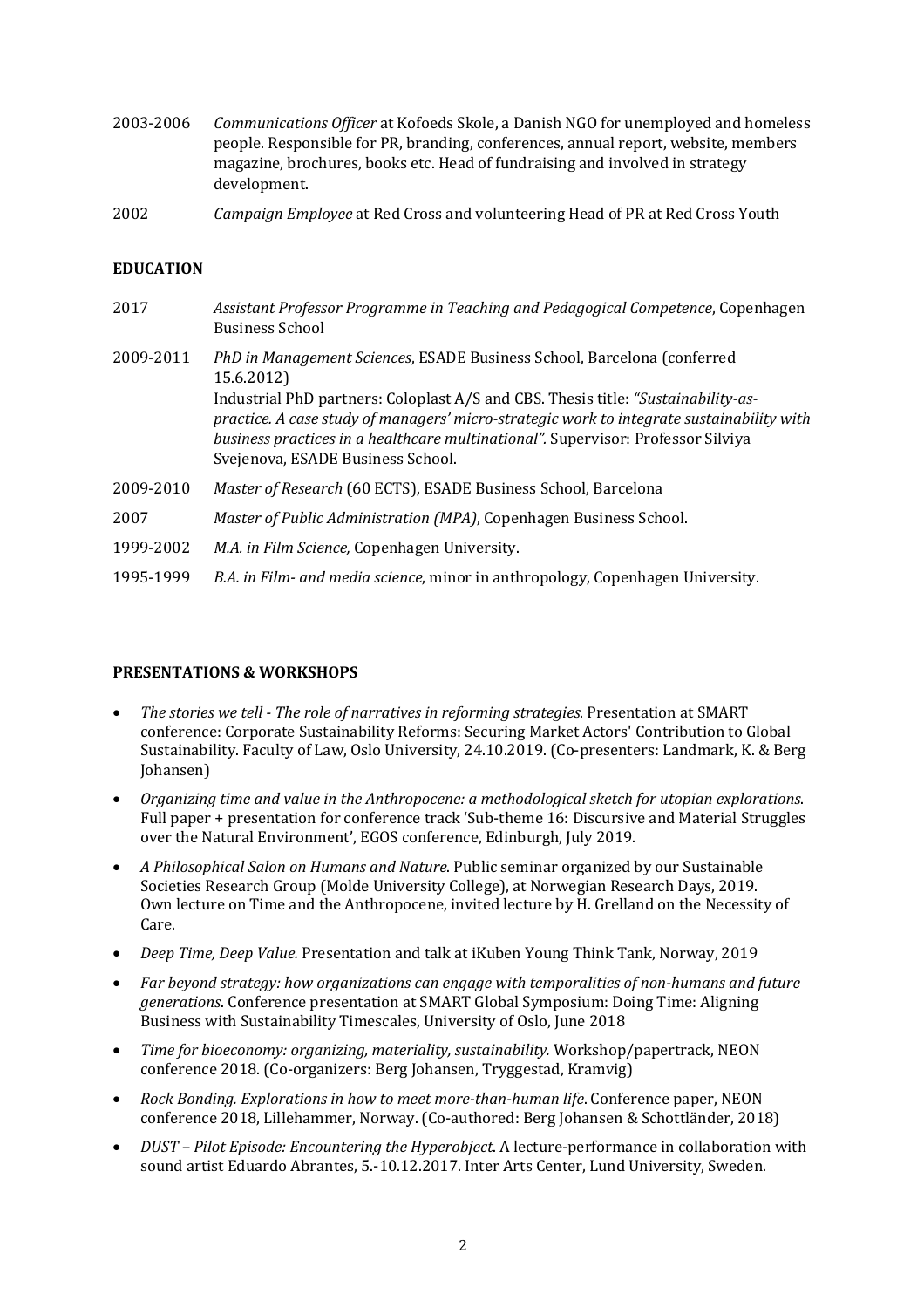2003-2006 *Communications Officer* at Kofoeds Skole, a Danish NGO for unemployed and homeless people. Responsible for PR, branding, conferences, annual report, website, members magazine, brochures, books etc. Head of fundraising and involved in strategy development.

2002 *Campaign Employee* at Red Cross and volunteering Head of PR at Red Cross Youth

## EDUCATION

2017 *Assistant Professor Programme in Teaching and Pedagogical Competence*, Copenhagen Business School

2009-2011 *PhD in Management Sciences*, ESADE Business School, Barcelona (conferred 15.6.2012)
Industrial PhD partners: Coloplast A/S and CBS. Thesis title: *"Sustainability-as-practice. A case study of managers' micro-strategic work to integrate sustainability with business practices in a healthcare multinational"*. Supervisor: Professor Silviya Svejenova, ESADE Business School.

2009-2010 *Master of Research* (60 ECTS), ESADE Business School, Barcelona

2007 *Master of Public Administration (MPA)*, Copenhagen Business School.

1999-2002 *M.A. in Film Science,* Copenhagen University.

1995-1999 *B.A. in Film- and media science*, minor in anthropology, Copenhagen University.

## PRESENTATIONS & WORKSHOPS

- *The stories we tell - The role of narratives in reforming strategies*. Presentation at SMART conference: Corporate Sustainability Reforms: Securing Market Actors' Contribution to Global Sustainability. Faculty of Law, Oslo University, 24.10.2019. (Co-presenters: Landmark, K. & Berg Johansen)
- *Organizing time and value in the Anthropocene: a methodological sketch for utopian explorations*. Full paper + presentation for conference track 'Sub-theme 16: Discursive and Material Struggles over the Natural Environment', EGOS conference, Edinburgh, July 2019.
- *A Philosophical Salon on Humans and Nature*. Public seminar organized by our Sustainable Societies Research Group (Molde University College), at Norwegian Research Days, 2019. Own lecture on Time and the Anthropocene, invited lecture by H. Grelland on the Necessity of Care.
- *Deep Time, Deep Value.* Presentation and talk at iKuben Young Think Tank, Norway, 2019
- *Far beyond strategy: how organizations can engage with temporalities of non-humans and future generations*. Conference presentation at SMART Global Symposium: Doing Time: Aligning Business with Sustainability Timescales, University of Oslo, June 2018
- *Time for bioeconomy: organizing, materiality, sustainability.* Workshop/papertrack, NEON conference 2018. (Co-organizers: Berg Johansen, Tryggestad, Kramvig)
- *Rock Bonding. Explorations in how to meet more-than-human life*. Conference paper, NEON conference 2018, Lillehammer, Norway. (Co-authored: Berg Johansen & Schottländer, 2018)
- *DUST – Pilot Episode: Encountering the Hyperobject*. A lecture-performance in collaboration with sound artist Eduardo Abrantes, 5.-10.12.2017. Inter Arts Center, Lund University, Sweden.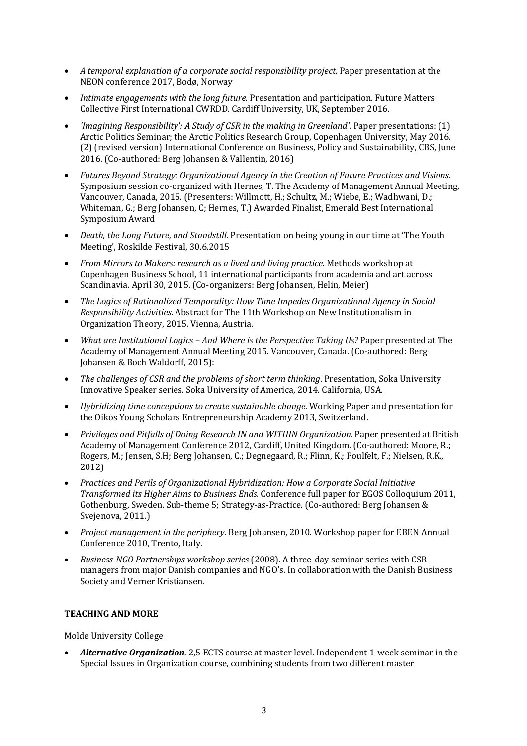- *A temporal explanation of a corporate social responsibility project.* Paper presentation at the NEON conference 2017, Bodø, Norway
- *Intimate engagements with the long future.* Presentation and participation. Future Matters Collective First International CWRDD. Cardiff University, UK, September 2016.
- *'Imagining Responsibility': A Study of CSR in the making in Greenland'.* Paper presentations: (1) Arctic Politics Seminar; the Arctic Politics Research Group, Copenhagen University, May 2016. (2) (revised version) International Conference on Business, Policy and Sustainability, CBS, June 2016. (Co-authored: Berg Johansen & Vallentin, 2016)
- *Futures Beyond Strategy: Organizational Agency in the Creation of Future Practices and Visions.* Symposium session co-organized with Hernes, T. The Academy of Management Annual Meeting, Vancouver, Canada, 2015. (Presenters: Willmott, H.; Schultz, M.; Wiebe, E.; Wadhwani, D.; Whiteman, G.; Berg Johansen, C; Hernes, T.) Awarded Finalist, Emerald Best International Symposium Award
- *Death, the Long Future, and Standstill*. Presentation on being young in our time at 'The Youth Meeting', Roskilde Festival, 30.6.2015
- *From Mirrors to Makers: research as a lived and living practice.* Methods workshop at Copenhagen Business School, 11 international participants from academia and art across Scandinavia. April 30, 2015. (Co-organizers: Berg Johansen, Helin, Meier)
- *The Logics of Rationalized Temporality: How Time Impedes Organizational Agency in Social Responsibility Activities.* Abstract for The 11th Workshop on New Institutionalism in Organization Theory, 2015. Vienna, Austria.
- *What are Institutional Logics – And Where is the Perspective Taking Us?* Paper presented at The Academy of Management Annual Meeting 2015. Vancouver, Canada. (Co-authored: Berg Johansen & Boch Waldorff, 2015):
- *The challenges of CSR and the problems of short term thinking*. Presentation, Soka University Innovative Speaker series. Soka University of America, 2014. California, USA.
- *Hybridizing time conceptions to create sustainable change*. Working Paper and presentation for the Oikos Young Scholars Entrepreneurship Academy 2013, Switzerland.
- *Privileges and Pitfalls of Doing Research IN and WITHIN Organization*. Paper presented at British Academy of Management Conference 2012, Cardiff, United Kingdom. (Co-authored: Moore, R.; Rogers, M.; Jensen, S.H; Berg Johansen, C.; Degnegaard, R.; Flinn, K.; Poulfelt, F.; Nielsen, R.K., 2012)
- *Practices and Perils of Organizational Hybridization: How a Corporate Social Initiative Transformed its Higher Aims to Business Ends.* Conference full paper for EGOS Colloquium 2011, Gothenburg, Sweden. Sub-theme 5; Strategy-as-Practice. (Co-authored: Berg Johansen & Svejenova, 2011.)
- *Project management in the periphery*. Berg Johansen, 2010. Workshop paper for EBEN Annual Conference 2010, Trento, Italy.
- *Business-NGO Partnerships workshop series* (2008). A three-day seminar series with CSR managers from major Danish companies and NGO's. In collaboration with the Danish Business Society and Verner Kristiansen.

**TEACHING AND MORE**

Molde University College

- ***Alternative Organization**.* 2,5 ECTS course at master level. Independent 1-week seminar in the Special Issues in Organization course, combining students from two different master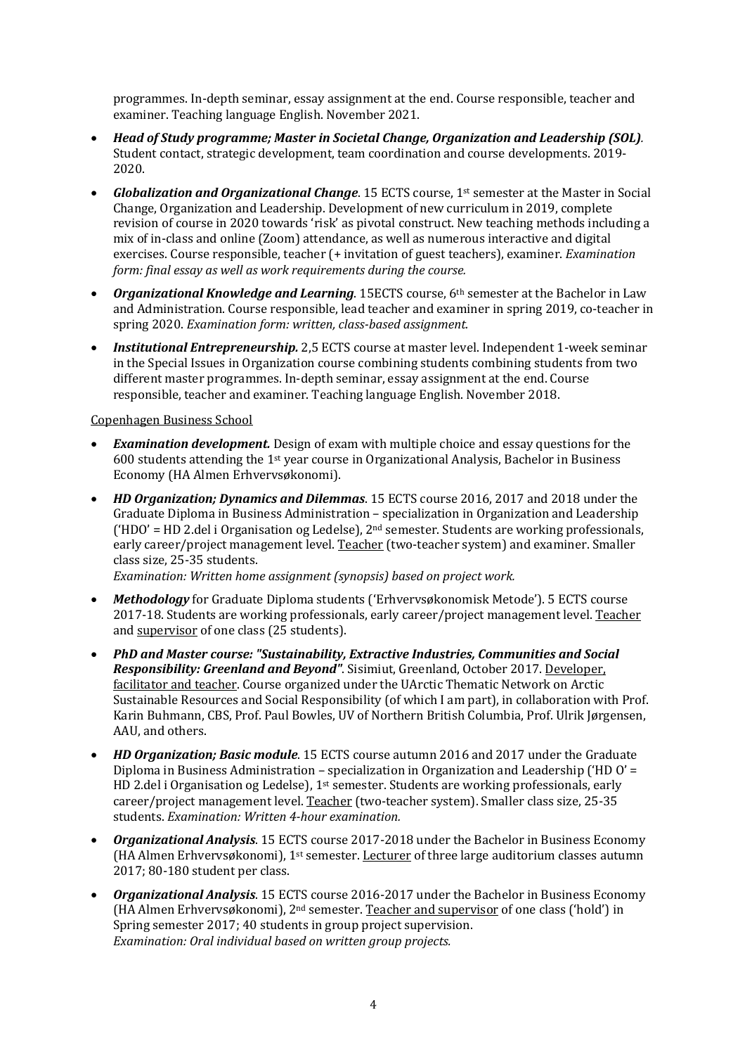programmes. In-depth seminar, essay assignment at the end. Course responsible, teacher and examiner. Teaching language English. November 2021.

- ***Head of Study programme; Master in Societal Change, Organization and Leadership (SOL)***. Student contact, strategic development, team coordination and course developments. 2019-2020.
- ***Globalization and Organizational Change***. 15 ECTS course, 1st semester at the Master in Social Change, Organization and Leadership. Development of new curriculum in 2019, complete revision of course in 2020 towards 'risk' as pivotal construct. New teaching methods including a mix of in-class and online (Zoom) attendance, as well as numerous interactive and digital exercises. Course responsible, teacher (+ invitation of guest teachers), examiner. *Examination form: final essay as well as work requirements during the course.*
- ***Organizational Knowledge and Learning***. 15ECTS course, 6th semester at the Bachelor in Law and Administration. Course responsible, lead teacher and examiner in spring 2019, co-teacher in spring 2020. *Examination form: written, class-based assignment.*
- ***Institutional Entrepreneurship.*** 2,5 ECTS course at master level. Independent 1-week seminar in the Special Issues in Organization course combining students combining students from two different master programmes. In-depth seminar, essay assignment at the end. Course responsible, teacher and examiner. Teaching language English. November 2018.

Copenhagen Business School

- ***Examination development.*** Design of exam with multiple choice and essay questions for the 600 students attending the 1st year course in Organizational Analysis, Bachelor in Business Economy (HA Almen Erhvervsøkonomi).
- ***HD Organization; Dynamics and Dilemmas***. 15 ECTS course 2016, 2017 and 2018 under the Graduate Diploma in Business Administration – specialization in Organization and Leadership ('HDO' = HD 2.del i Organisation og Ledelse), 2nd semester. Students are working professionals, early career/project management level. Teacher (two-teacher system) and examiner. Smaller class size, 25-35 students.
  *Examination: Written home assignment (synopsis) based on project work.*
- ***Methodology*** for Graduate Diploma students ('Erhvervsøkonomisk Metode'). 5 ECTS course 2017-18. Students are working professionals, early career/project management level. Teacher and supervisor of one class (25 students).
- ***PhD and Master course: "Sustainability, Extractive Industries, Communities and Social Responsibility: Greenland and Beyond"***. Sisimiut, Greenland, October 2017. Developer, facilitator and teacher. Course organized under the UArctic Thematic Network on Arctic Sustainable Resources and Social Responsibility (of which I am part), in collaboration with Prof. Karin Buhmann, CBS, Prof. Paul Bowles, UV of Northern British Columbia, Prof. Ulrik Jørgensen, AAU, and others.
- ***HD Organization; Basic module***. 15 ECTS course autumn 2016 and 2017 under the Graduate Diploma in Business Administration – specialization in Organization and Leadership ('HD O' = HD 2.del i Organisation og Ledelse), 1st semester. Students are working professionals, early career/project management level. Teacher (two-teacher system). Smaller class size, 25-35 students. *Examination: Written 4-hour examination.*
- ***Organizational Analysis***. 15 ECTS course 2017-2018 under the Bachelor in Business Economy (HA Almen Erhvervsøkonomi), 1st semester. Lecturer of three large auditorium classes autumn 2017; 80-180 student per class.
- ***Organizational Analysis***. 15 ECTS course 2016-2017 under the Bachelor in Business Economy (HA Almen Erhvervsøkonomi), 2nd semester. Teacher and supervisor of one class ('hold') in Spring semester 2017; 40 students in group project supervision.
  *Examination: Oral individual based on written group projects.*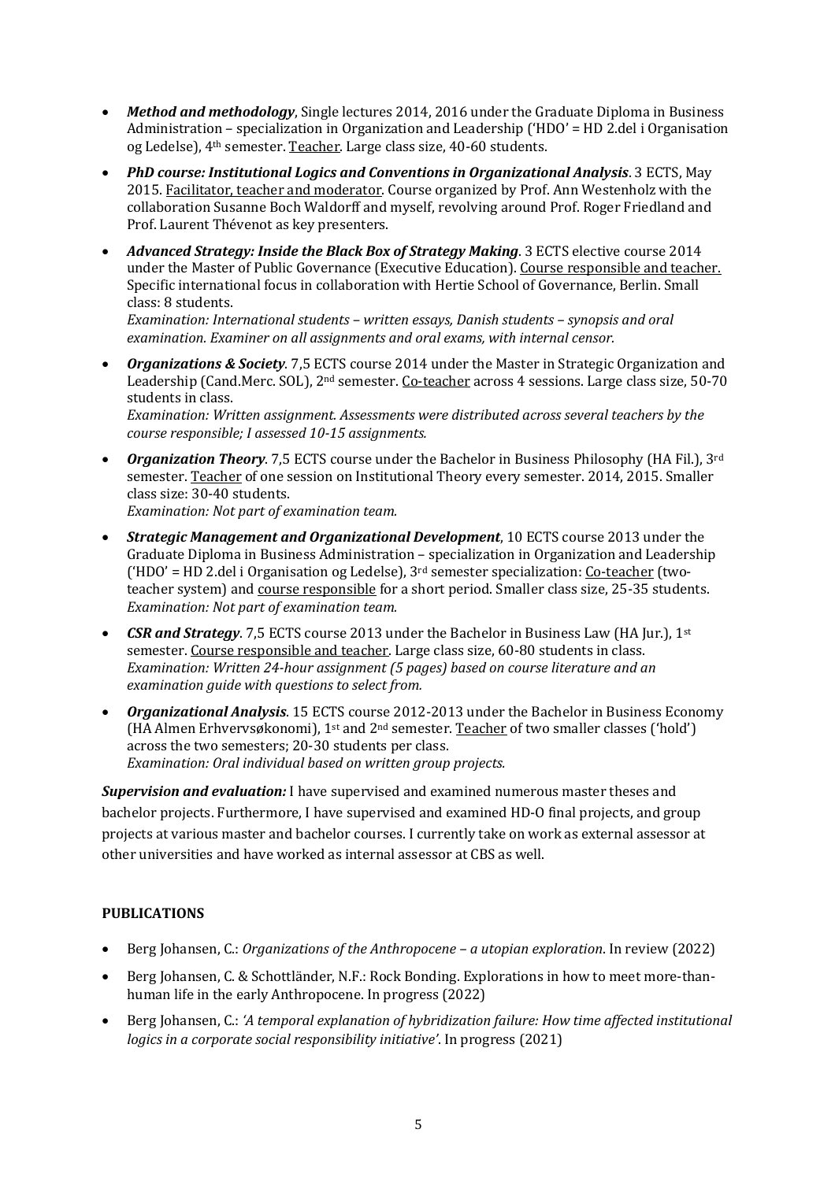- ***Method and methodology***, Single lectures 2014, 2016 under the Graduate Diploma in Business Administration – specialization in Organization and Leadership ('HDO' = HD 2.del i Organisation og Ledelse), 4th semester. <u>Teacher</u>. Large class size, 40-60 students.
- ***PhD course: Institutional Logics and Conventions in Organizational Analysis***. 3 ECTS, May 2015. <u>Facilitator, teacher and moderator</u>. Course organized by Prof. Ann Westenholz with the collaboration Susanne Boch Waldorff and myself, revolving around Prof. Roger Friedland and Prof. Laurent Thévenot as key presenters.
- ***Advanced Strategy: Inside the Black Box of Strategy Making***. 3 ECTS elective course 2014 under the Master of Public Governance (Executive Education). <u>Course responsible and teacher.</u> Specific international focus in collaboration with Hertie School of Governance, Berlin. Small class: 8 students.
  *Examination: International students – written essays, Danish students – synopsis and oral examination. Examiner on all assignments and oral exams, with internal censor.*
- ***Organizations & Society***. 7,5 ECTS course 2014 under the Master in Strategic Organization and Leadership (Cand.Merc. SOL), 2nd semester. <u>Co-teacher</u> across 4 sessions. Large class size, 50-70 students in class.
  *Examination: Written assignment. Assessments were distributed across several teachers by the course responsible; I assessed 10-15 assignments.*
- ***Organization Theory***. 7,5 ECTS course under the Bachelor in Business Philosophy (HA Fil.), 3rd semester. <u>Teacher</u> of one session on Institutional Theory every semester. 2014, 2015. Smaller class size: 30-40 students.
  *Examination: Not part of examination team.*
- ***Strategic Management and Organizational Development***, 10 ECTS course 2013 under the Graduate Diploma in Business Administration – specialization in Organization and Leadership ('HDO' = HD 2.del i Organisation og Ledelse), 3rd semester specialization: <u>Co-teacher</u> (two-teacher system) and <u>course responsible</u> for a short period. Smaller class size, 25-35 students.
  *Examination: Not part of examination team.*
- ***CSR and Strategy***. 7,5 ECTS course 2013 under the Bachelor in Business Law (HA Jur.), 1st semester. <u>Course responsible and teacher</u>. Large class size, 60-80 students in class.
  *Examination: Written 24-hour assignment (5 pages) based on course literature and an examination guide with questions to select from.*
- ***Organizational Analysis***. 15 ECTS course 2012-2013 under the Bachelor in Business Economy (HA Almen Erhvervsøkonomi), 1st and 2nd semester. <u>Teacher</u> of two smaller classes ('hold') across the two semesters; 20-30 students per class.
  *Examination: Oral individual based on written group projects.*

***Supervision and evaluation:*** I have supervised and examined numerous master theses and bachelor projects. Furthermore, I have supervised and examined HD-O final projects, and group projects at various master and bachelor courses. I currently take on work as external assessor at other universities and have worked as internal assessor at CBS as well.

**PUBLICATIONS**

- Berg Johansen, C.: *Organizations of the Anthropocene – a utopian exploration*. In review (2022)
- Berg Johansen, C. & Schottländer, N.F.: Rock Bonding. Explorations in how to meet more-than-human life in the early Anthropocene. In progress (2022)
- Berg Johansen, C.: *'A temporal explanation of hybridization failure: How time affected institutional logics in a corporate social responsibility initiative'*. In progress (2021)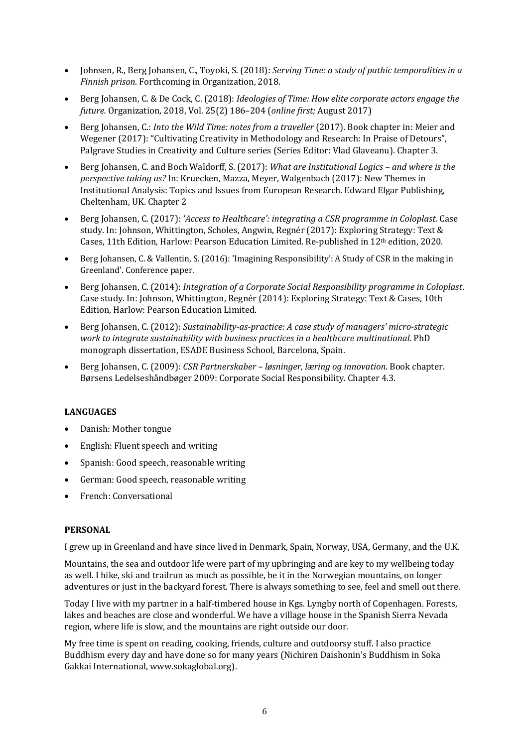- Johnsen, R., Berg Johansen, C., Toyoki, S. (2018): *Serving Time: a study of pathic temporalities in a Finnish prison*. Forthcoming in Organization, 2018.
- Berg Johansen, C. & De Cock, C. (2018): *Ideologies of Time: How elite corporate actors engage the future.* Organization, 2018, Vol. 25(2) 186–204 (*online first;* August 2017)
- Berg Johansen, C.: *Into the Wild Time: notes from a traveller* (2017). Book chapter in: Meier and Wegener (2017): "Cultivating Creativity in Methodology and Research: In Praise of Detours", Palgrave Studies in Creativity and Culture series (Series Editor: Vlad Glaveanu). Chapter 3.
- Berg Johansen, C. and Boch Waldorff, S. (2017): *What are Institutional Logics – and where is the perspective taking us?* In: Kruecken, Mazza, Meyer, Walgenbach (2017): New Themes in Institutional Analysis: Topics and Issues from European Research. Edward Elgar Publishing, Cheltenham, UK. Chapter 2
- Berg Johansen, C. (2017): *'Access to Healthcare': integrating a CSR programme in Coloplast.* Case study. In: Johnson, Whittington, Scholes, Angwin, Regnér (2017): Exploring Strategy: Text & Cases, 11th Edition, Harlow: Pearson Education Limited. Re-published in 12th edition, 2020.
- Berg Johansen, C. & Vallentin, S. (2016): 'Imagining Responsibility': A Study of CSR in the making in Greenland'. Conference paper.
- Berg Johansen, C. (2014): *Integration of a Corporate Social Responsibility programme in Coloplast*. Case study. In: Johnson, Whittington, Regnér (2014): Exploring Strategy: Text & Cases, 10th Edition, Harlow: Pearson Education Limited.
- Berg Johansen, C. (2012): *Sustainability-as-practice: A case study of managers' micro-strategic work to integrate sustainability with business practices in a healthcare multinational.* PhD monograph dissertation, ESADE Business School, Barcelona, Spain.
- Berg Johansen, C. (2009): *CSR Partnerskaber – løsninger, læring og innovation*. Book chapter. Børsens Ledelseshåndbøger 2009: Corporate Social Responsibility. Chapter 4.3.

**LANGUAGES**

- Danish: Mother tongue
- English: Fluent speech and writing
- Spanish: Good speech, reasonable writing
- German: Good speech, reasonable writing
- French: Conversational

**PERSONAL**

I grew up in Greenland and have since lived in Denmark, Spain, Norway, USA, Germany, and the U.K.

Mountains, the sea and outdoor life were part of my upbringing and are key to my wellbeing today as well. I hike, ski and trailrun as much as possible, be it in the Norwegian mountains, on longer adventures or just in the backyard forest. There is always something to see, feel and smell out there.

Today I live with my partner in a half-timbered house in Kgs. Lyngby north of Copenhagen. Forests, lakes and beaches are close and wonderful. We have a village house in the Spanish Sierra Nevada region, where life is slow, and the mountains are right outside our door.

My free time is spent on reading, cooking, friends, culture and outdoorsy stuff. I also practice Buddhism every day and have done so for many years (Nichiren Daishonin's Buddhism in Soka Gakkai International, www.sokaglobal.org).